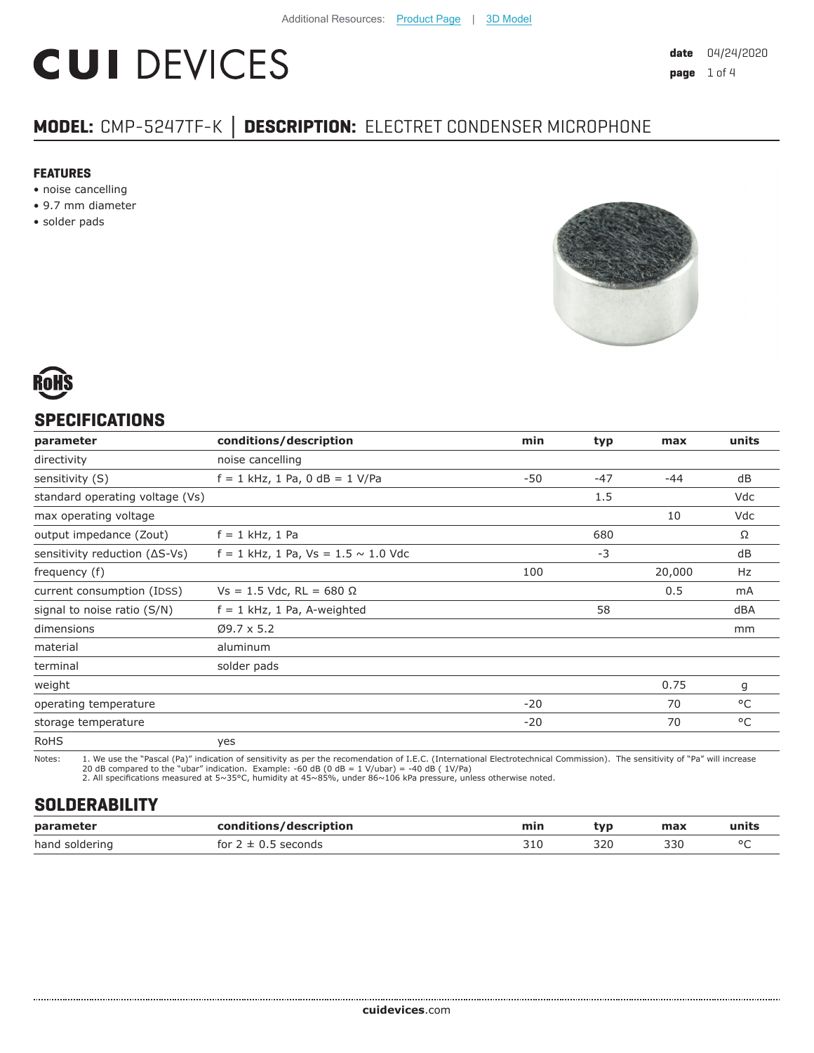Additional Resources: Product Page | 3D Model

# CUI DEVICES

**date** 04/24/2020

## MODEL: CMP-5247TF-K | DESCRIPTION: ELECTRET CONDENSER MICROPHONE

### FEATURES

- noise cancelling
- 9.7 mm diameter
- solder pads

RoHS

## SPECIFICATIONS

| parameter | conditions/description | min | typ | max | units |
|---|---|---|---|---|---|
| directivity | noise cancelling | | | | |
| sensitivity (S) | f = 1 kHz, 1 Pa, 0 dB = 1 V/Pa | -50 | -47 | -44 | dB |
| standard operating voltage (Vs) | | | 1.5 | | Vdc |
| max operating voltage | | | | 10 | Vdc |
| output impedance (Zout) | f = 1 kHz, 1 Pa | | 680 | | Ω |
| sensitivity reduction (ΔS-Vs) | f = 1 kHz, 1 Pa, Vs = 1.5 ~ 1.0 Vdc | | -3 | | dB |
| frequency (f) | | 100 | | 20,000 | Hz |
| current consumption (IDSS) | Vs = 1.5 Vdc, RL = 680 Ω | | | 0.5 | mA |
| signal to noise ratio (S/N) | f = 1 kHz, 1 Pa, A-weighted | | 58 | | dBA |
| dimensions | Ø9.7 x 5.2 | | | | mm |
| material | aluminum | | | | |
| terminal | solder pads | | | | |
| weight | | | | 0.75 | g |
| operating temperature | | -20 | | 70 | °C |
| storage temperature | | -20 | | 70 | °C |
| RoHS | yes | | | | |

Notes:
1. We use the "Pascal (Pa)" indication of sensitivity as per the recomendation of I.E.C. (International Electrotechnical Commission). The sensitivity of "Pa" will increase 20 dB compared to the "ubar" indication. Example: -60 dB (0 dB = 1 V/ubar) = -40 dB ( 1V/Pa)
2. All specifications measured at 5~35°C, humidity at 45~85%, under 86~106 kPa pressure, unless otherwise noted.

## SOLDERABILITY

| parameter | conditions/description | min | typ | max | units |
|---|---|---|---|---|---|
| hand soldering | for 2 ± 0.5 seconds | 310 | 320 | 330 | °C |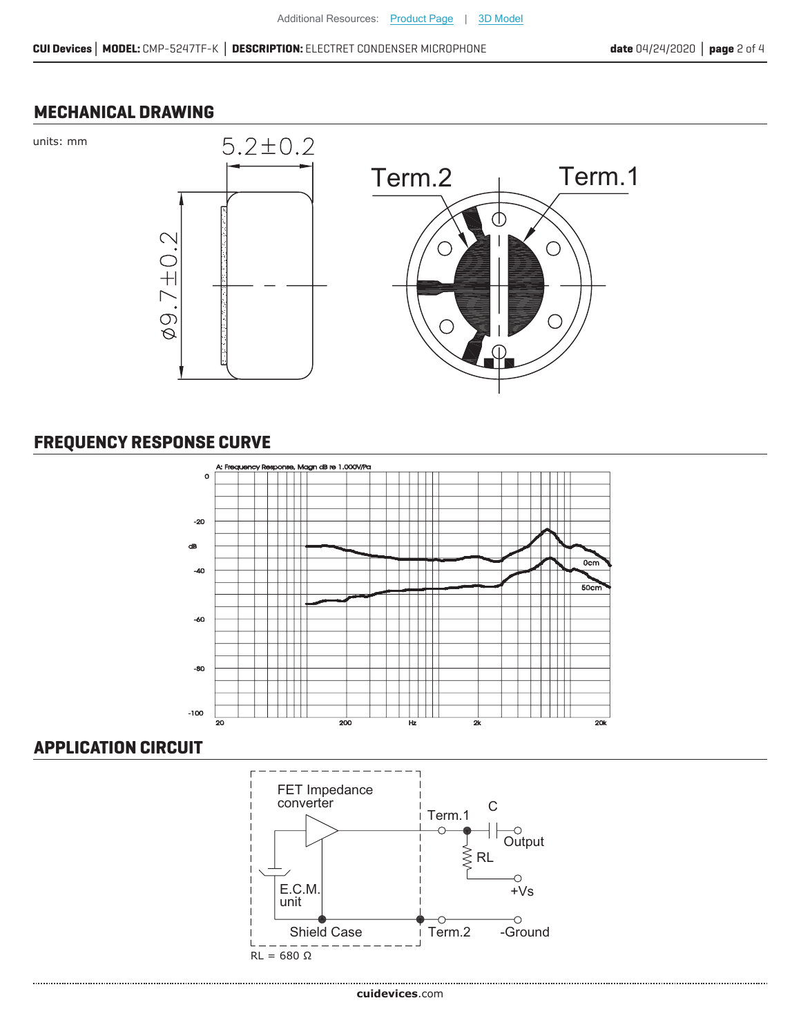## MECHANICAL DRAWING

units: mm

5.2±0.2

ø9.7±0.2

Term.2

Term.1

## FREQUENCY RESPONSE CURVE

A: Frequency Response, Magn dB re 1.000V/Pa

0cm

50cm

## APPLICATION CIRCUIT

FET Impedance converter

E.C.M. unit

Shield Case

Term.1

Term.2

C

RL

Output

+Vs

-Ground

RL = 680 Ω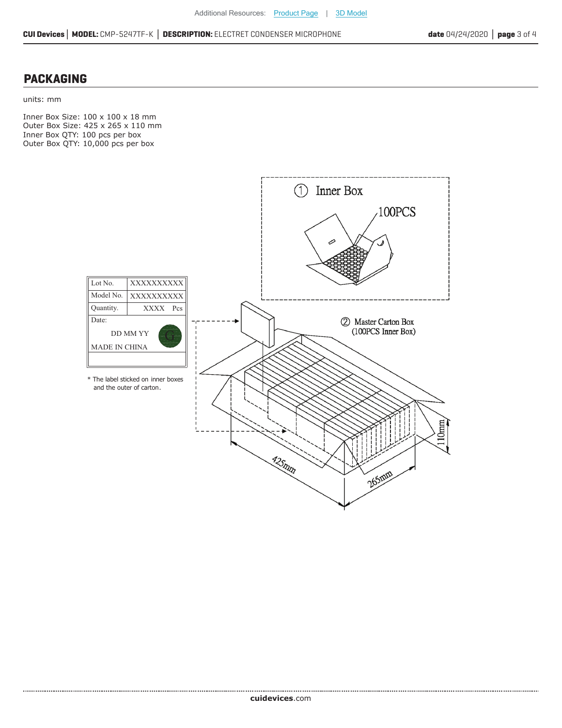## PACKAGING

units: mm

Inner Box Size: 100 x 100 x 18 mm
Outer Box Size: 425 x 265 x 110 mm
Inner Box QTY: 100 pcs per box
Outer Box QTY: 10,000 pcs per box

① Inner Box

100PCS

② Master Carton Box
(100PCS Inner Box)

| Lot No. | XXXXXXXXXX |
|---|---|
| Model No. | XXXXXXXXXX |
| Quantity. | XXXX Pcs |
| Date: DD MM YY | G |
| MADE IN CHINA | |

\* The label sticked on inner boxes and the outer of carton.

425mm

265mm

110mm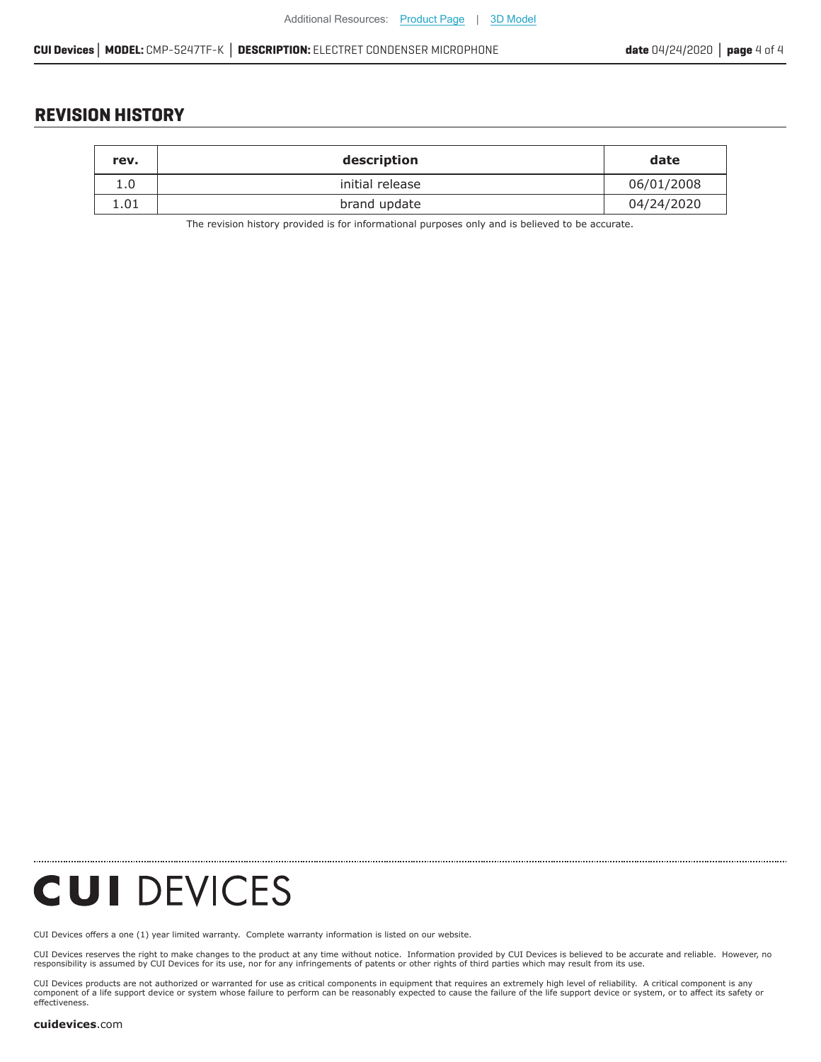## REVISION HISTORY

| rev. | description | date |
|---|---|---|
| 1.0 | initial release | 06/01/2008 |
| 1.01 | brand update | 04/24/2020 |

The revision history provided is for informational purposes only and is believed to be accurate.

CUI DEVICES

CUI Devices offers a one (1) year limited warranty. Complete warranty information is listed on our website.

CUI Devices reserves the right to make changes to the product at any time without notice. Information provided by CUI Devices is believed to be accurate and reliable. However, no responsibility is assumed by CUI Devices for its use, nor for any infringements of patents or other rights of third parties which may result from its use.

CUI Devices products are not authorized or warranted for use as critical components in equipment that requires an extremely high level of reliability. A critical component is any component of a life support device or system whose failure to perform can be reasonably expected to cause the failure of the life support device or system, or to affect its safety or effectiveness.

**cuidevices**.com